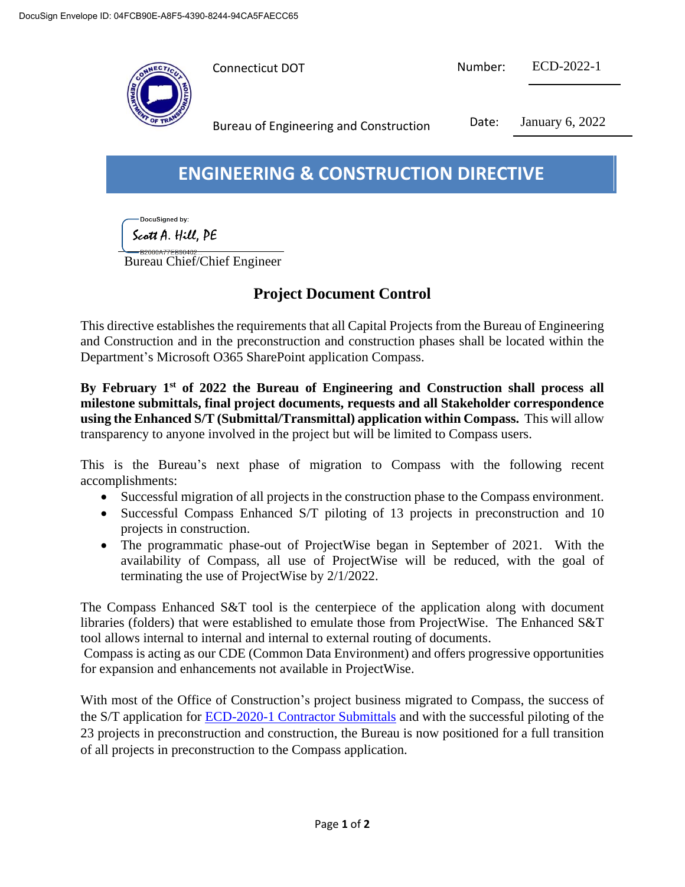DocuSign Envelope ID: 04FCB90E-A8F5-4390-8244-94CA5FAECC65

Connecticut DOT

Number: ECD-2022-1

Bureau of Engineering and Construction

Date: January 6, 2022

# ENGINEERING & CONSTRUCTION DIRECTIVE

DocuSigned by:
Scott A. Hill, PE
B2008A77EB96402
Bureau Chief/Chief Engineer

## Project Document Control

This directive establishes the requirements that all Capital Projects from the Bureau of Engineering and Construction and in the preconstruction and construction phases shall be located within the Department's Microsoft O365 SharePoint application Compass.

**By February 1st of 2022 the Bureau of Engineering and Construction shall process all milestone submittals, final project documents, requests and all Stakeholder correspondence using the Enhanced S/T (Submittal/Transmittal) application within Compass.** This will allow transparency to anyone involved in the project but will be limited to Compass users.

This is the Bureau's next phase of migration to Compass with the following recent accomplishments:

- Successful migration of all projects in the construction phase to the Compass environment.
- Successful Compass Enhanced S/T piloting of 13 projects in preconstruction and 10 projects in construction.
- The programmatic phase-out of ProjectWise began in September of 2021. With the availability of Compass, all use of ProjectWise will be reduced, with the goal of terminating the use of ProjectWise by 2/1/2022.

The Compass Enhanced S&T tool is the centerpiece of the application along with document libraries (folders) that were established to emulate those from ProjectWise. The Enhanced S&T tool allows internal to internal and internal to external routing of documents.
Compass is acting as our CDE (Common Data Environment) and offers progressive opportunities for expansion and enhancements not available in ProjectWise.

With most of the Office of Construction's project business migrated to Compass, the success of the S/T application for ECD-2020-1 Contractor Submittals and with the successful piloting of the 23 projects in preconstruction and construction, the Bureau is now positioned for a full transition of all projects in preconstruction to the Compass application.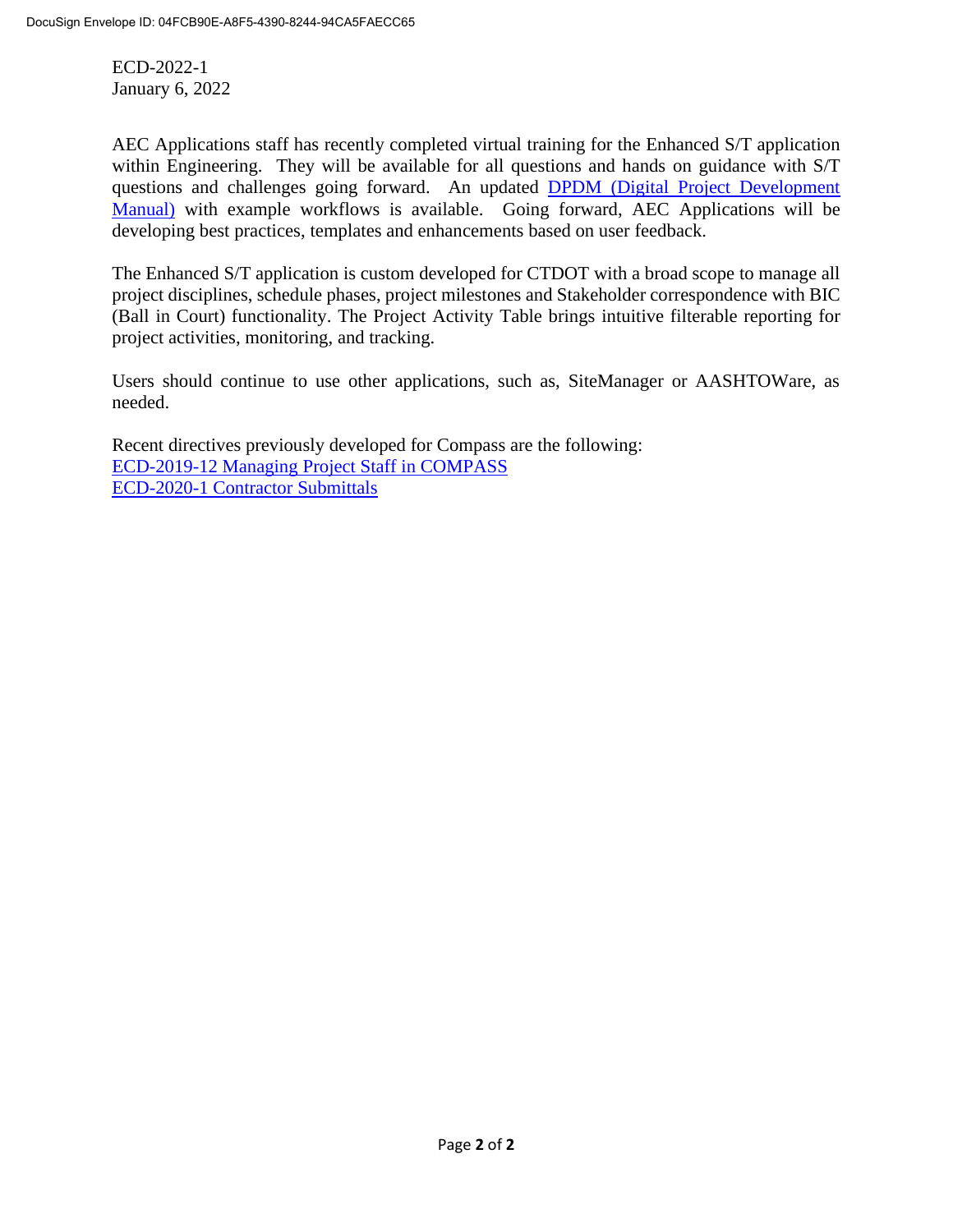ECD-2022-1
January 6, 2022

AEC Applications staff has recently completed virtual training for the Enhanced S/T application within Engineering. They will be available for all questions and hands on guidance with S/T questions and challenges going forward. An updated DPDM (Digital Project Development Manual) with example workflows is available. Going forward, AEC Applications will be developing best practices, templates and enhancements based on user feedback.

The Enhanced S/T application is custom developed for CTDOT with a broad scope to manage all project disciplines, schedule phases, project milestones and Stakeholder correspondence with BIC (Ball in Court) functionality. The Project Activity Table brings intuitive filterable reporting for project activities, monitoring, and tracking.

Users should continue to use other applications, such as, SiteManager or AASHTOWare, as needed.

Recent directives previously developed for Compass are the following:
ECD-2019-12 Managing Project Staff in COMPASS
ECD-2020-1 Contractor Submittals